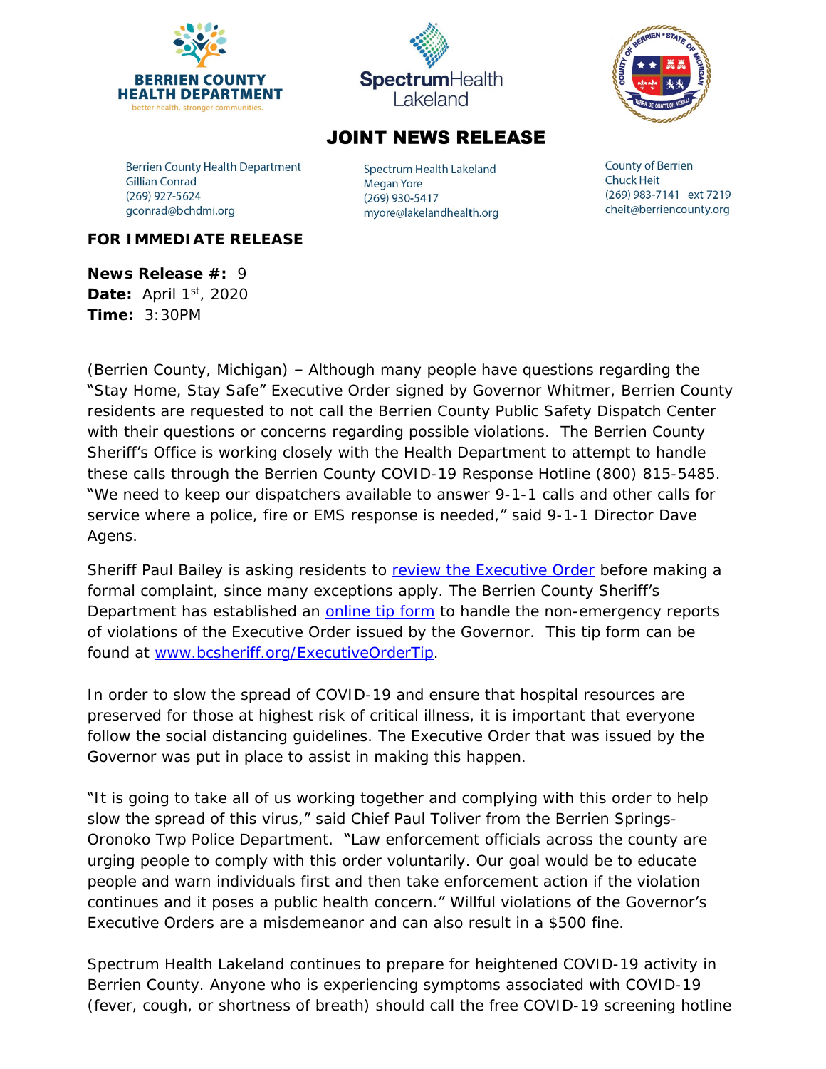BERRIEN COUNTY HEALTH DEPARTMENT
better health. stronger communities.

SpectrumHealth Lakeland

# JOINT NEWS RELEASE

Berrien County Health Department
Gillian Conrad
(269) 927-5624
gconrad@bchdmi.org

Spectrum Health Lakeland
Megan Yore
(269) 930-5417
myore@lakelandhealth.org

County of Berrien
Chuck Heit
(269) 983-7141 ext 7219
cheit@berriencounty.org

**FOR IMMEDIATE RELEASE**

**News Release #:** 9
**Date:** April 1st, 2020
**Time:** 3:30PM

(Berrien County, Michigan) – Although many people have questions regarding the "Stay Home, Stay Safe" Executive Order signed by Governor Whitmer, Berrien County residents are requested to not call the Berrien County Public Safety Dispatch Center with their questions or concerns regarding possible violations. The Berrien County Sheriff's Office is working closely with the Health Department to attempt to handle these calls through the Berrien County COVID-19 Response Hotline (800) 815-5485. "We need to keep our dispatchers available to answer 9-1-1 calls and other calls for service where a police, fire or EMS response is needed," said 9-1-1 Director Dave Agens.

Sheriff Paul Bailey is asking residents to review the Executive Order before making a formal complaint, since many exceptions apply. The Berrien County Sheriff's Department has established an online tip form to handle the non-emergency reports of violations of the Executive Order issued by the Governor. This tip form can be found at www.bcsheriff.org/ExecutiveOrderTip.

In order to slow the spread of COVID-19 and ensure that hospital resources are preserved for those at highest risk of critical illness, it is important that everyone follow the social distancing guidelines. The Executive Order that was issued by the Governor was put in place to assist in making this happen.

"It is going to take all of us working together and complying with this order to help slow the spread of this virus," said Chief Paul Toliver from the Berrien Springs-Oronoko Twp Police Department. "Law enforcement officials across the county are urging people to comply with this order voluntarily. Our goal would be to educate people and warn individuals first and then take enforcement action if the violation continues and it poses a public health concern." Willful violations of the Governor's Executive Orders are a misdemeanor and can also result in a $500 fine.

Spectrum Health Lakeland continues to prepare for heightened COVID-19 activity in Berrien County. Anyone who is experiencing symptoms associated with COVID-19 (fever, cough, or shortness of breath) should call the free COVID-19 screening hotline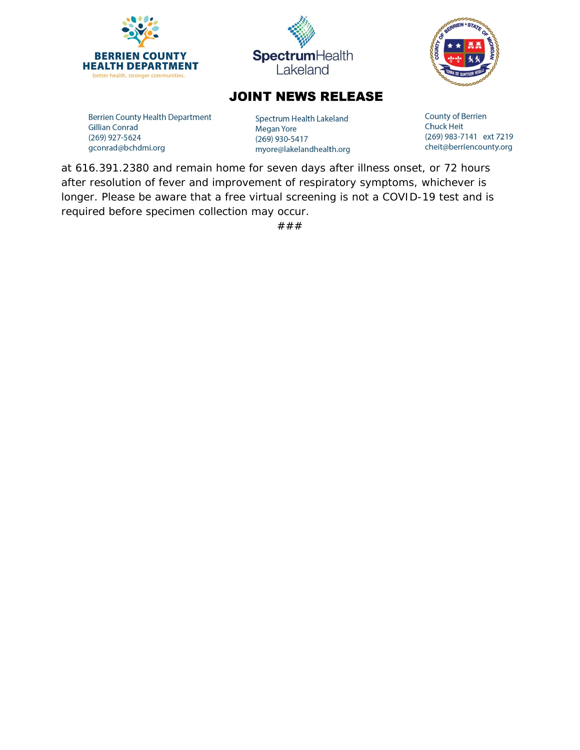at 616.391.2380 and remain home for seven days after illness onset, or 72 hours after resolution of fever and improvement of respiratory symptoms, whichever is longer. Please be aware that a free virtual screening is not a COVID-19 test and is required before specimen collection may occur.

###